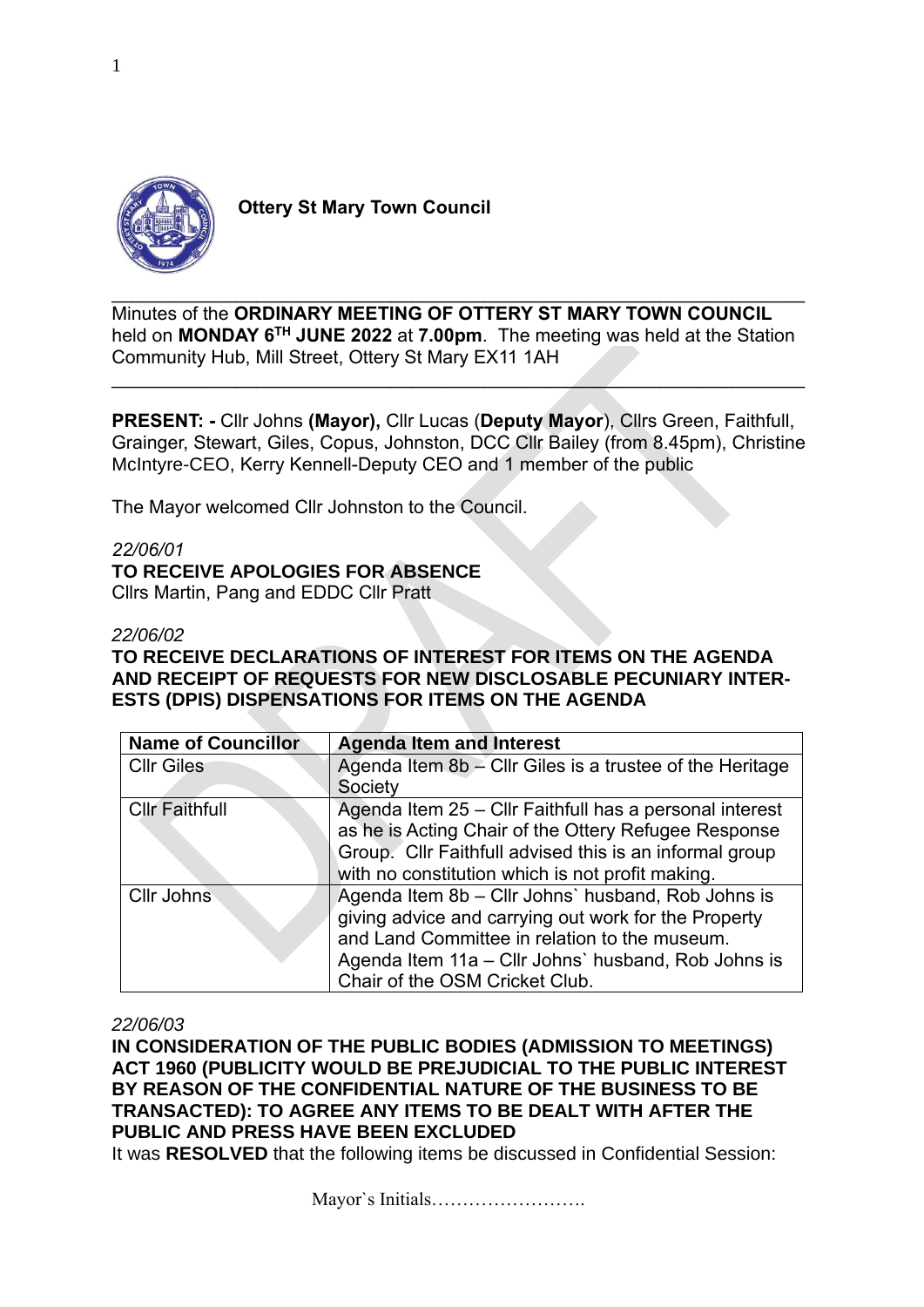**Ottery St Mary Town Council**

Minutes of the **ORDINARY MEETING OF OTTERY ST MARY TOWN COUNCIL** held on **MONDAY 6TH JUNE 2022** at **7.00pm**. The meeting was held at the Station Community Hub, Mill Street, Ottery St Mary EX11 1AH

**PRESENT: -** Cllr Johns **(Mayor),** Cllr Lucas (**Deputy Mayor**), Cllrs Green, Faithfull, Grainger, Stewart, Giles, Copus, Johnston, DCC Cllr Bailey (from 8.45pm), Christine McIntyre-CEO, Kerry Kennell-Deputy CEO and 1 member of the public

The Mayor welcomed Cllr Johnston to the Council.

*22/06/01*

**TO RECEIVE APOLOGIES FOR ABSENCE**

Cllrs Martin, Pang and EDDC Cllr Pratt

*22/06/02*

**TO RECEIVE DECLARATIONS OF INTEREST FOR ITEMS ON THE AGENDA AND RECEIPT OF REQUESTS FOR NEW DISCLOSABLE PECUNIARY INTERESTS (DPIS) DISPENSATIONS FOR ITEMS ON THE AGENDA**

| Name of Councillor | Agenda Item and Interest |
|---|---|
| Cllr Giles | Agenda Item 8b – Cllr Giles is a trustee of the Heritage Society |
| Cllr Faithfull | Agenda Item 25 – Cllr Faithfull has a personal interest as he is Acting Chair of the Ottery Refugee Response Group. Cllr Faithfull advised this is an informal group with no constitution which is not profit making. |
| Cllr Johns | Agenda Item 8b – Cllr Johns` husband, Rob Johns is giving advice and carrying out work for the Property and Land Committee in relation to the museum. Agenda Item 11a – Cllr Johns` husband, Rob Johns is Chair of the OSM Cricket Club. |

*22/06/03*

**IN CONSIDERATION OF THE PUBLIC BODIES (ADMISSION TO MEETINGS) ACT 1960 (PUBLICITY WOULD BE PREJUDICIAL TO THE PUBLIC INTEREST BY REASON OF THE CONFIDENTIAL NATURE OF THE BUSINESS TO BE TRANSACTED): TO AGREE ANY ITEMS TO BE DEALT WITH AFTER THE PUBLIC AND PRESS HAVE BEEN EXCLUDED**

It was **RESOLVED** that the following items be discussed in Confidential Session:

Mayor`s Initials…………………….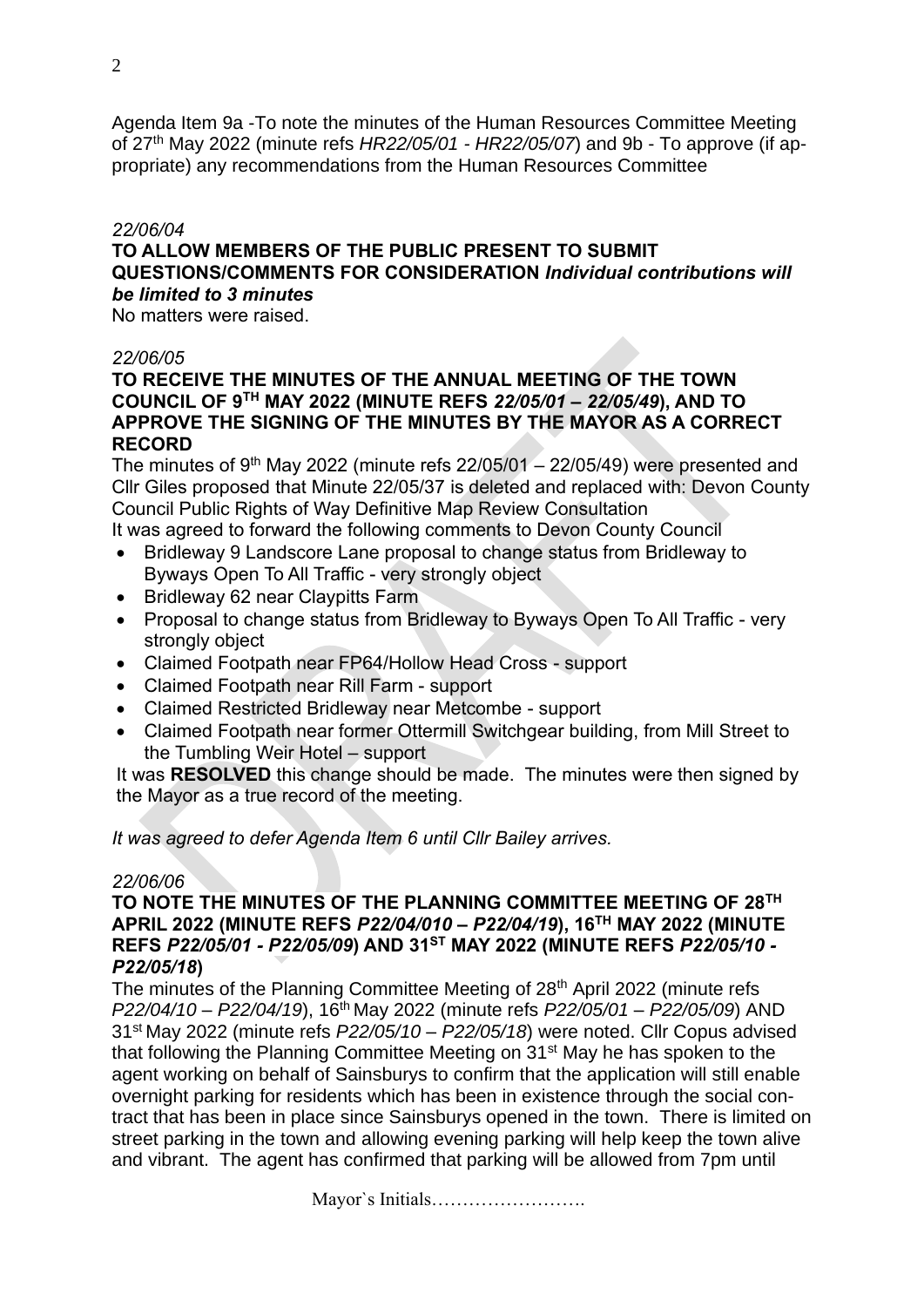Agenda Item 9a -To note the minutes of the Human Resources Committee Meeting of 27th May 2022 (minute refs *HR22/05/01 - HR22/05/07*) and 9b - To approve (if appropriate) any recommendations from the Human Resources Committee

*22/06/04*

**TO ALLOW MEMBERS OF THE PUBLIC PRESENT TO SUBMIT QUESTIONS/COMMENTS FOR CONSIDERATION *Individual contributions will be limited to 3 minutes***

No matters were raised.

*22/06/05*

**TO RECEIVE THE MINUTES OF THE ANNUAL MEETING OF THE TOWN COUNCIL OF 9TH MAY 2022 (MINUTE REFS *22/05/01 – 22/05/49*), AND TO APPROVE THE SIGNING OF THE MINUTES BY THE MAYOR AS A CORRECT RECORD**

The minutes of 9th May 2022 (minute refs 22/05/01 – 22/05/49) were presented and Cllr Giles proposed that Minute 22/05/37 is deleted and replaced with: Devon County Council Public Rights of Way Definitive Map Review Consultation

It was agreed to forward the following comments to Devon County Council

- Bridleway 9 Landscore Lane proposal to change status from Bridleway to Byways Open To All Traffic - very strongly object
- Bridleway 62 near Claypitts Farm
- Proposal to change status from Bridleway to Byways Open To All Traffic - very strongly object
- Claimed Footpath near FP64/Hollow Head Cross - support
- Claimed Footpath near Rill Farm - support
- Claimed Restricted Bridleway near Metcombe - support
- Claimed Footpath near former Ottermill Switchgear building, from Mill Street to the Tumbling Weir Hotel – support

It was **RESOLVED** this change should be made. The minutes were then signed by the Mayor as a true record of the meeting.

*It was agreed to defer Agenda Item 6 until Cllr Bailey arrives.*

*22/06/06*

**TO NOTE THE MINUTES OF THE PLANNING COMMITTEE MEETING OF 28TH APRIL 2022 (MINUTE REFS *P22/04/010 – P22/04/19*), 16TH MAY 2022 (MINUTE REFS *P22/05/01 - P22/05/09*) AND 31ST MAY 2022 (MINUTE REFS *P22/05/10 - P22/05/18*)**

The minutes of the Planning Committee Meeting of 28th April 2022 (minute refs *P22/04/10 – P22/04/19*), 16th May 2022 (minute refs *P22/05/01 – P22/05/09*) AND 31st May 2022 (minute refs *P22/05/10 – P22/05/18*) were noted. Cllr Copus advised that following the Planning Committee Meeting on 31st May he has spoken to the agent working on behalf of Sainsburys to confirm that the application will still enable overnight parking for residents which has been in existence through the social contract that has been in place since Sainsburys opened in the town. There is limited on street parking in the town and allowing evening parking will help keep the town alive and vibrant. The agent has confirmed that parking will be allowed from 7pm until

Mayor`s Initials…………………….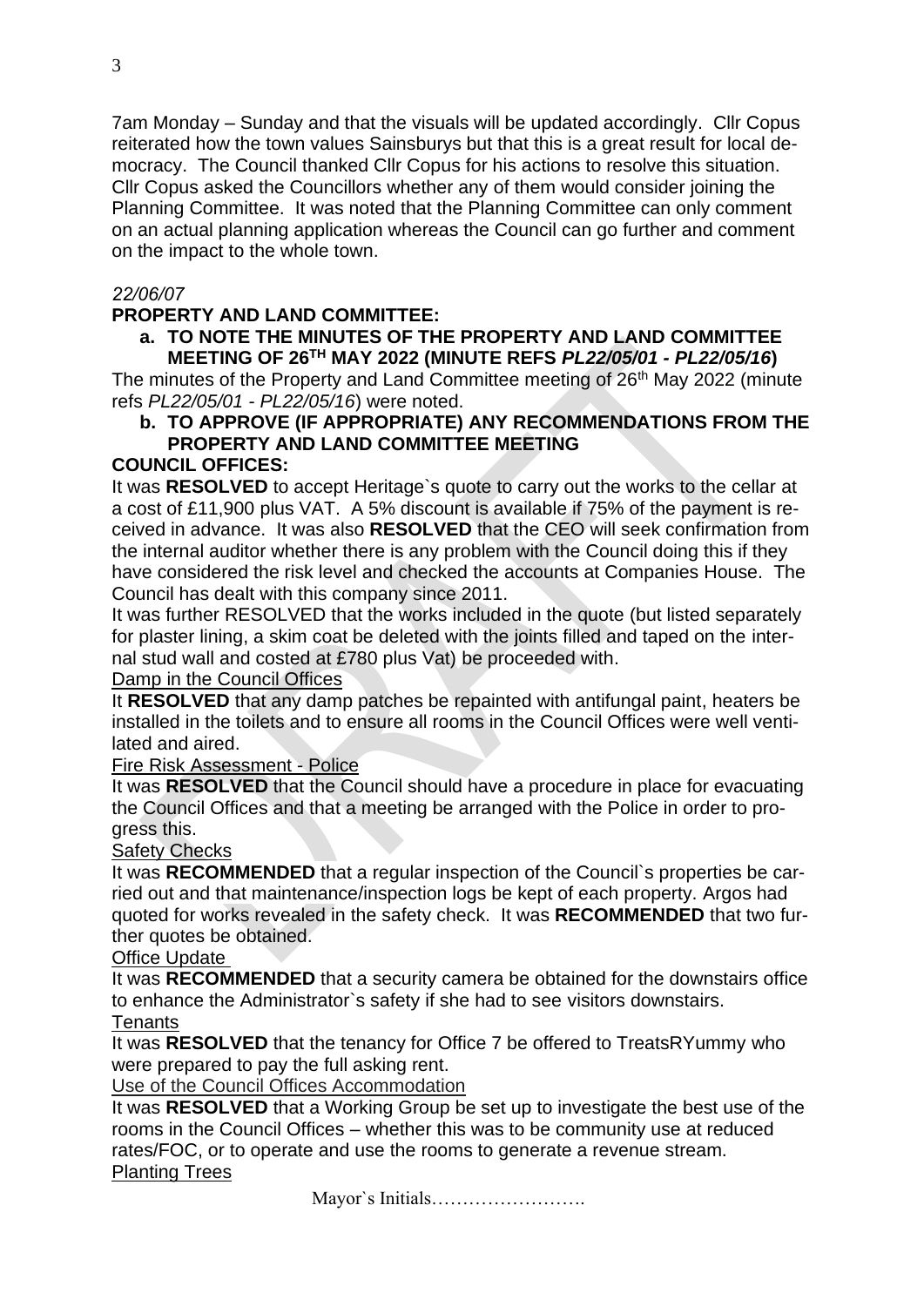7am Monday – Sunday and that the visuals will be updated accordingly. Cllr Copus reiterated how the town values Sainsburys but that this is a great result for local democracy. The Council thanked Cllr Copus for his actions to resolve this situation. Cllr Copus asked the Councillors whether any of them would consider joining the Planning Committee. It was noted that the Planning Committee can only comment on an actual planning application whereas the Council can go further and comment on the impact to the whole town.

*22/06/07*

**PROPERTY AND LAND COMMITTEE:**

**a. TO NOTE THE MINUTES OF THE PROPERTY AND LAND COMMITTEE MEETING OF 26TH MAY 2022 (MINUTE REFS *PL22/05/01 - PL22/05/16*)**

The minutes of the Property and Land Committee meeting of 26th May 2022 (minute refs *PL22/05/01 - PL22/05/16*) were noted.

**b. TO APPROVE (IF APPROPRIATE) ANY RECOMMENDATIONS FROM THE PROPERTY AND LAND COMMITTEE MEETING**

**COUNCIL OFFICES:**

It was **RESOLVED** to accept Heritage`s quote to carry out the works to the cellar at a cost of £11,900 plus VAT. A 5% discount is available if 75% of the payment is received in advance. It was also **RESOLVED** that the CEO will seek confirmation from the internal auditor whether there is any problem with the Council doing this if they have considered the risk level and checked the accounts at Companies House. The Council has dealt with this company since 2011.

It was further RESOLVED that the works included in the quote (but listed separately for plaster lining, a skim coat be deleted with the joints filled and taped on the internal stud wall and costed at £780 plus Vat) be proceeded with.

Damp in the Council Offices

It **RESOLVED** that any damp patches be repainted with antifungal paint, heaters be installed in the toilets and to ensure all rooms in the Council Offices were well ventilated and aired.

Fire Risk Assessment - Police

It was **RESOLVED** that the Council should have a procedure in place for evacuating the Council Offices and that a meeting be arranged with the Police in order to progress this.

Safety Checks

It was **RECOMMENDED** that a regular inspection of the Council`s properties be carried out and that maintenance/inspection logs be kept of each property. Argos had quoted for works revealed in the safety check. It was **RECOMMENDED** that two further quotes be obtained.

Office Update

It was **RECOMMENDED** that a security camera be obtained for the downstairs office to enhance the Administrator`s safety if she had to see visitors downstairs.

Tenants

It was **RESOLVED** that the tenancy for Office 7 be offered to TreatsRYummy who were prepared to pay the full asking rent.

Use of the Council Offices Accommodation

It was **RESOLVED** that a Working Group be set up to investigate the best use of the rooms in the Council Offices – whether this was to be community use at reduced rates/FOC, or to operate and use the rooms to generate a revenue stream.

Planting Trees

Mayor`s Initials…………………….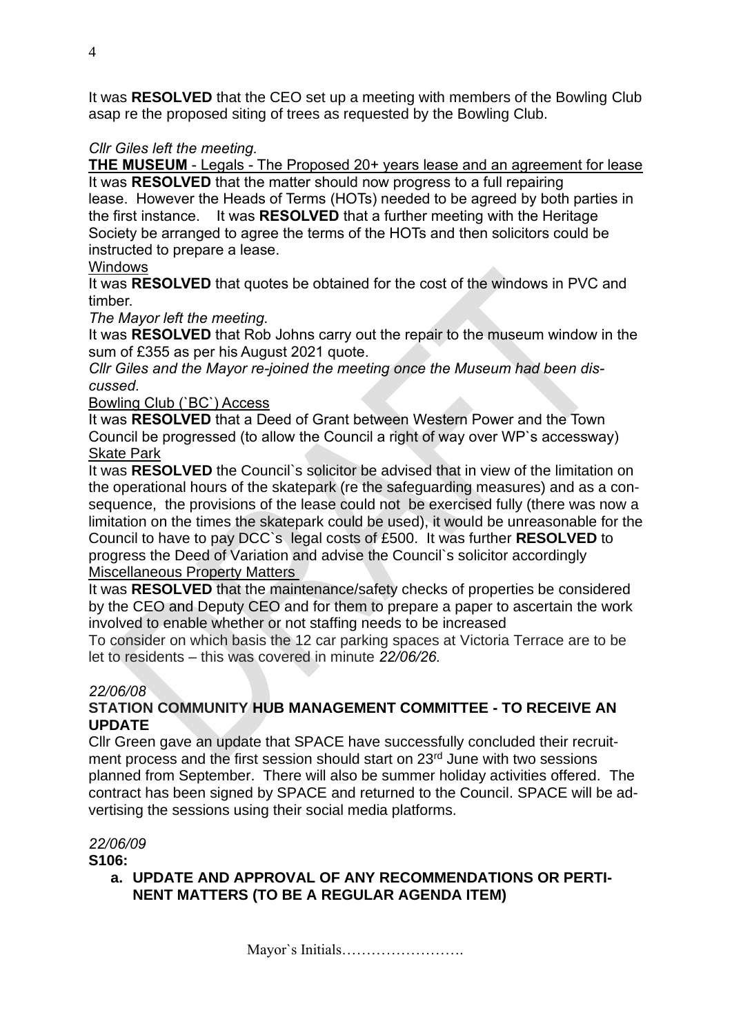It was **RESOLVED** that the CEO set up a meeting with members of the Bowling Club asap re the proposed siting of trees as requested by the Bowling Club.

*Cllr Giles left the meeting.*

**THE MUSEUM** - Legals - The Proposed 20+ years lease and an agreement for lease

It was **RESOLVED** that the matter should now progress to a full repairing lease. However the Heads of Terms (HOTs) needed to be agreed by both parties in the first instance. It was **RESOLVED** that a further meeting with the Heritage Society be arranged to agree the terms of the HOTs and then solicitors could be instructed to prepare a lease.

Windows

It was **RESOLVED** that quotes be obtained for the cost of the windows in PVC and timber.

*The Mayor left the meeting.*

It was **RESOLVED** that Rob Johns carry out the repair to the museum window in the sum of £355 as per his August 2021 quote.

*Cllr Giles and the Mayor re-joined the meeting once the Museum had been discussed.*

Bowling Club (`BC`) Access

It was **RESOLVED** that a Deed of Grant between Western Power and the Town Council be progressed (to allow the Council a right of way over WP`s accessway)

Skate Park

It was **RESOLVED** the Council`s solicitor be advised that in view of the limitation on the operational hours of the skatepark (re the safeguarding measures) and as a consequence, the provisions of the lease could not be exercised fully (there was now a limitation on the times the skatepark could be used), it would be unreasonable for the Council to have to pay DCC`s legal costs of £500. It was further **RESOLVED** to progress the Deed of Variation and advise the Council`s solicitor accordingly

Miscellaneous Property Matters

It was **RESOLVED** that the maintenance/safety checks of properties be considered by the CEO and Deputy CEO and for them to prepare a paper to ascertain the work involved to enable whether or not staffing needs to be increased

To consider on which basis the 12 car parking spaces at Victoria Terrace are to be let to residents – this was covered in minute *22/06/26.*

*22/06/08*

**STATION COMMUNITY HUB MANAGEMENT COMMITTEE - TO RECEIVE AN UPDATE**

Cllr Green gave an update that SPACE have successfully concluded their recruitment process and the first session should start on 23rd June with two sessions planned from September. There will also be summer holiday activities offered. The contract has been signed by SPACE and returned to the Council. SPACE will be advertising the sessions using their social media platforms.

*22/06/09*

**S106:**

**a. UPDATE AND APPROVAL OF ANY RECOMMENDATIONS OR PERTINENT MATTERS (TO BE A REGULAR AGENDA ITEM)**

Mayor`s Initials…………………….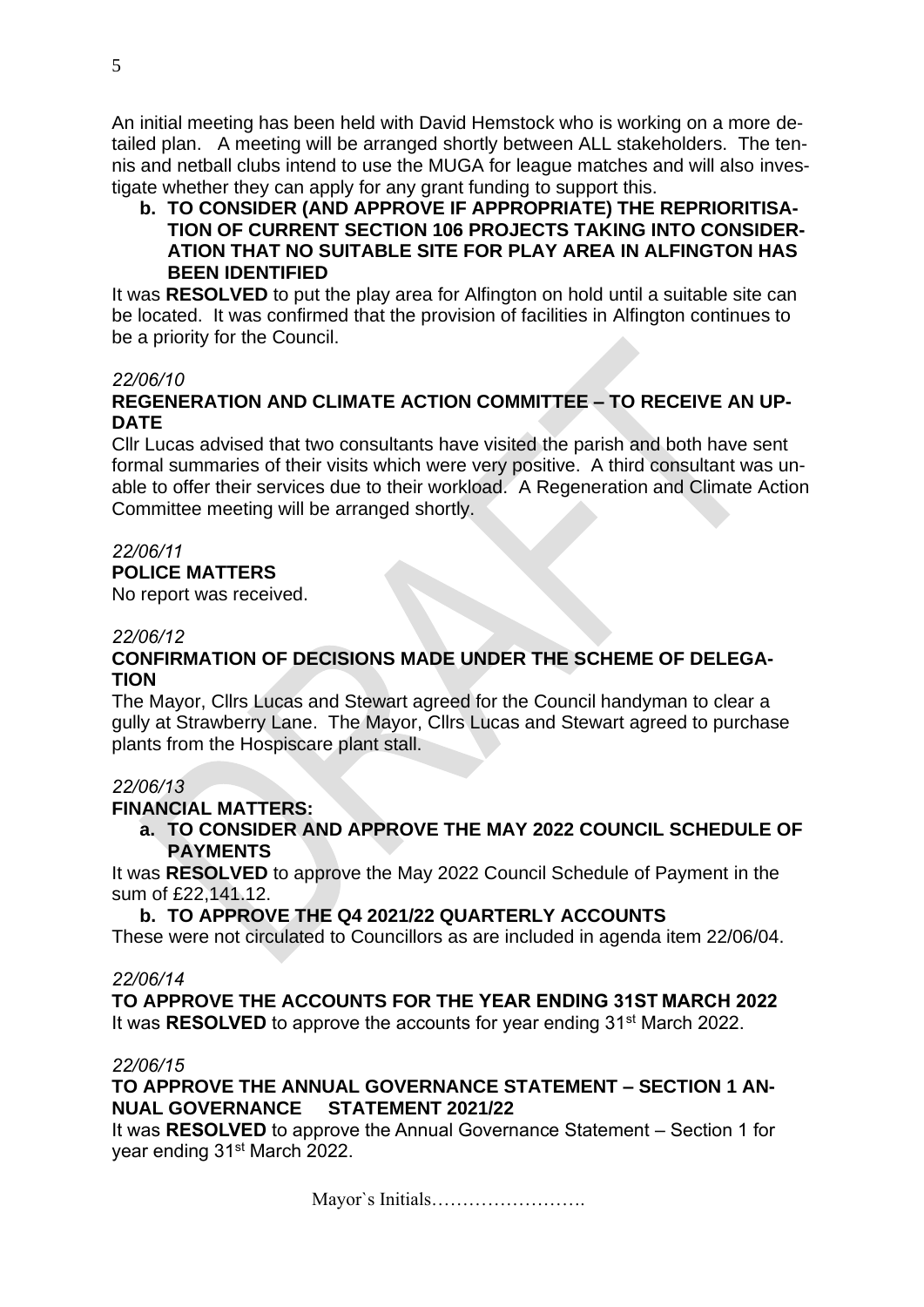An initial meeting has been held with David Hemstock who is working on a more detailed plan. A meeting will be arranged shortly between ALL stakeholders. The tennis and netball clubs intend to use the MUGA for league matches and will also investigate whether they can apply for any grant funding to support this.

**b. TO CONSIDER (AND APPROVE IF APPROPRIATE) THE REPRIORITISATION OF CURRENT SECTION 106 PROJECTS TAKING INTO CONSIDERATION THAT NO SUITABLE SITE FOR PLAY AREA IN ALFINGTON HAS BEEN IDENTIFIED**

It was **RESOLVED** to put the play area for Alfington on hold until a suitable site can be located. It was confirmed that the provision of facilities in Alfington continues to be a priority for the Council.

*22/06/10*

**REGENERATION AND CLIMATE ACTION COMMITTEE – TO RECEIVE AN UPDATE**

Cllr Lucas advised that two consultants have visited the parish and both have sent formal summaries of their visits which were very positive. A third consultant was unable to offer their services due to their workload. A Regeneration and Climate Action Committee meeting will be arranged shortly.

*22/06/11*

**POLICE MATTERS**

No report was received.

*22/06/12*

**CONFIRMATION OF DECISIONS MADE UNDER THE SCHEME OF DELEGATION**

The Mayor, Cllrs Lucas and Stewart agreed for the Council handyman to clear a gully at Strawberry Lane. The Mayor, Cllrs Lucas and Stewart agreed to purchase plants from the Hospiscare plant stall.

*22/06/13*

**FINANCIAL MATTERS:**

**a. TO CONSIDER AND APPROVE THE MAY 2022 COUNCIL SCHEDULE OF PAYMENTS**

It was **RESOLVED** to approve the May 2022 Council Schedule of Payment in the sum of £22,141.12.

**b. TO APPROVE THE Q4 2021/22 QUARTERLY ACCOUNTS**

These were not circulated to Councillors as are included in agenda item 22/06/04.

*22/06/14*

**TO APPROVE THE ACCOUNTS FOR THE YEAR ENDING 31ST MARCH 2022**

It was **RESOLVED** to approve the accounts for year ending 31st March 2022.

*22/06/15*

**TO APPROVE THE ANNUAL GOVERNANCE STATEMENT – SECTION 1 ANNUAL GOVERNANCE STATEMENT 2021/22**

It was **RESOLVED** to approve the Annual Governance Statement – Section 1 for year ending 31st March 2022.

Mayor`s Initials…………………….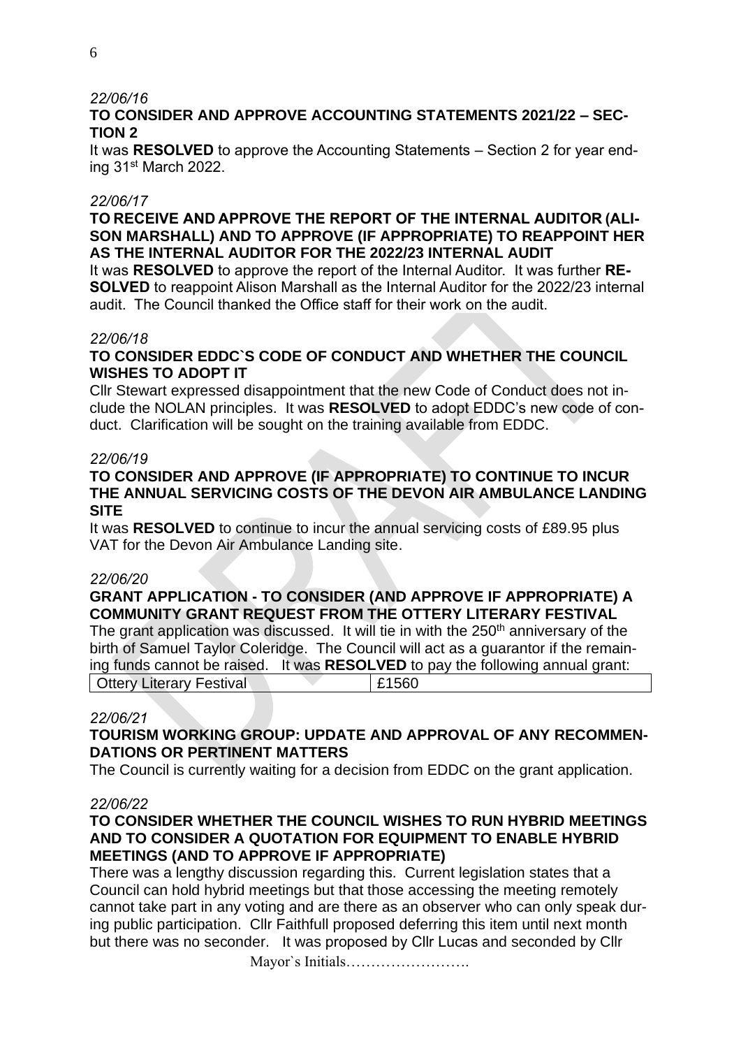*22/06/16*

**TO CONSIDER AND APPROVE ACCOUNTING STATEMENTS 2021/22 – SECTION 2**

It was **RESOLVED** to approve the Accounting Statements – Section 2 for year ending 31st March 2022.

*22/06/17*

**TO RECEIVE AND APPROVE THE REPORT OF THE INTERNAL AUDITOR (ALISON MARSHALL) AND TO APPROVE (IF APPROPRIATE) TO REAPPOINT HER AS THE INTERNAL AUDITOR FOR THE 2022/23 INTERNAL AUDIT**

It was **RESOLVED** to approve the report of the Internal Auditor. It was further **RESOLVED** to reappoint Alison Marshall as the Internal Auditor for the 2022/23 internal audit. The Council thanked the Office staff for their work on the audit.

*22/06/18*

**TO CONSIDER EDDC`S CODE OF CONDUCT AND WHETHER THE COUNCIL WISHES TO ADOPT IT**

Cllr Stewart expressed disappointment that the new Code of Conduct does not include the NOLAN principles. It was **RESOLVED** to adopt EDDC's new code of conduct. Clarification will be sought on the training available from EDDC.

*22/06/19*

**TO CONSIDER AND APPROVE (IF APPROPRIATE) TO CONTINUE TO INCUR THE ANNUAL SERVICING COSTS OF THE DEVON AIR AMBULANCE LANDING SITE**

It was **RESOLVED** to continue to incur the annual servicing costs of £89.95 plus VAT for the Devon Air Ambulance Landing site.

*22/06/20*

**GRANT APPLICATION - TO CONSIDER (AND APPROVE IF APPROPRIATE) A COMMUNITY GRANT REQUEST FROM THE OTTERY LITERARY FESTIVAL**

The grant application was discussed. It will tie in with the 250th anniversary of the birth of Samuel Taylor Coleridge. The Council will act as a guarantor if the remaining funds cannot be raised. It was **RESOLVED** to pay the following annual grant:

| Ottery Literary Festival | £1560 |
|---|---|

*22/06/21*

**TOURISM WORKING GROUP: UPDATE AND APPROVAL OF ANY RECOMMENDATIONS OR PERTINENT MATTERS**

The Council is currently waiting for a decision from EDDC on the grant application.

*22/06/22*

**TO CONSIDER WHETHER THE COUNCIL WISHES TO RUN HYBRID MEETINGS AND TO CONSIDER A QUOTATION FOR EQUIPMENT TO ENABLE HYBRID MEETINGS (AND TO APPROVE IF APPROPRIATE)**

There was a lengthy discussion regarding this. Current legislation states that a Council can hold hybrid meetings but that those accessing the meeting remotely cannot take part in any voting and are there as an observer who can only speak during public participation. Cllr Faithfull proposed deferring this item until next month but there was no seconder. It was proposed by Cllr Lucas and seconded by Cllr

Mayor`s Initials…………………….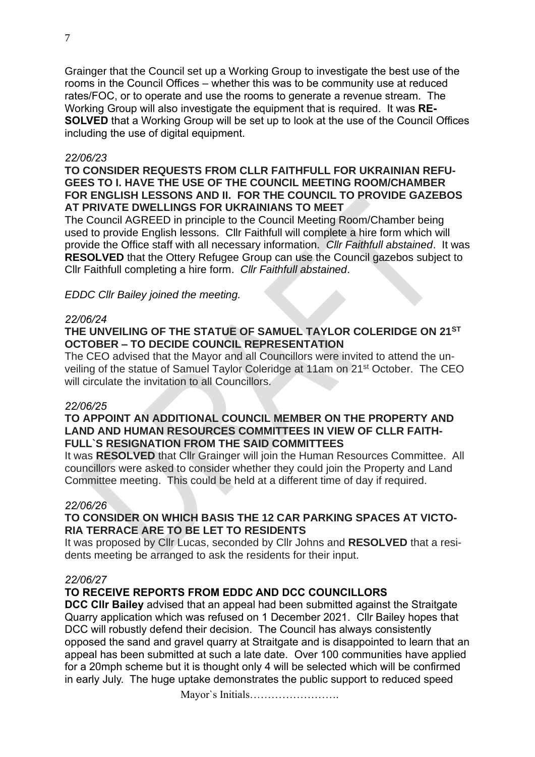Grainger that the Council set up a Working Group to investigate the best use of the rooms in the Council Offices – whether this was to be community use at reduced rates/FOC, or to operate and use the rooms to generate a revenue stream. The Working Group will also investigate the equipment that is required. It was **RESOLVED** that a Working Group will be set up to look at the use of the Council Offices including the use of digital equipment.

*22/06/23*

**TO CONSIDER REQUESTS FROM CLLR FAITHFULL FOR UKRAINIAN REFUGEES TO I. HAVE THE USE OF THE COUNCIL MEETING ROOM/CHAMBER FOR ENGLISH LESSONS AND II. FOR THE COUNCIL TO PROVIDE GAZEBOS AT PRIVATE DWELLINGS FOR UKRAINIANS TO MEET**

The Council AGREED in principle to the Council Meeting Room/Chamber being used to provide English lessons. Cllr Faithfull will complete a hire form which will provide the Office staff with all necessary information. *Cllr Faithfull abstained*. It was **RESOLVED** that the Ottery Refugee Group can use the Council gazebos subject to Cllr Faithfull completing a hire form. *Cllr Faithfull abstained*.

*EDDC Cllr Bailey joined the meeting.*

*22/06/24*

**THE UNVEILING OF THE STATUE OF SAMUEL TAYLOR COLERIDGE ON 21ST OCTOBER – TO DECIDE COUNCIL REPRESENTATION**

The CEO advised that the Mayor and all Councillors were invited to attend the unveiling of the statue of Samuel Taylor Coleridge at 11am on 21st October. The CEO will circulate the invitation to all Councillors.

*22/06/25*

**TO APPOINT AN ADDITIONAL COUNCIL MEMBER ON THE PROPERTY AND LAND AND HUMAN RESOURCES COMMITTEES IN VIEW OF CLLR FAITHFULL`S RESIGNATION FROM THE SAID COMMITTEES**

It was **RESOLVED** that Cllr Grainger will join the Human Resources Committee. All councillors were asked to consider whether they could join the Property and Land Committee meeting. This could be held at a different time of day if required.

*22/06/26*

**TO CONSIDER ON WHICH BASIS THE 12 CAR PARKING SPACES AT VICTORIA TERRACE ARE TO BE LET TO RESIDENTS**

It was proposed by Cllr Lucas, seconded by Cllr Johns and **RESOLVED** that a residents meeting be arranged to ask the residents for their input.

*22/06/27*

**TO RECEIVE REPORTS FROM EDDC AND DCC COUNCILLORS**

**DCC Cllr Bailey** advised that an appeal had been submitted against the Straitgate Quarry application which was refused on 1 December 2021. Cllr Bailey hopes that DCC will robustly defend their decision. The Council has always consistently opposed the sand and gravel quarry at Straitgate and is disappointed to learn that an appeal has been submitted at such a late date. Over 100 communities have applied for a 20mph scheme but it is thought only 4 will be selected which will be confirmed in early July. The huge uptake demonstrates the public support to reduced speed

Mayor`s Initials…………………….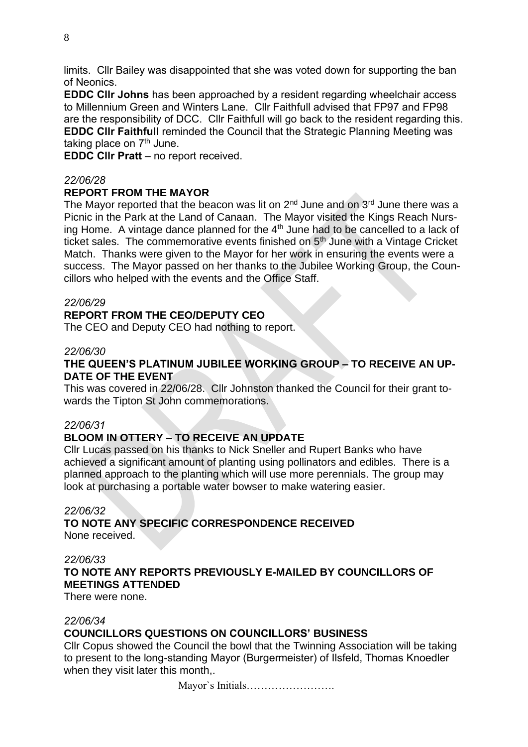limits. Cllr Bailey was disappointed that she was voted down for supporting the ban of Neonics.

**EDDC Cllr Johns** has been approached by a resident regarding wheelchair access to Millennium Green and Winters Lane. Cllr Faithfull advised that FP97 and FP98 are the responsibility of DCC. Cllr Faithfull will go back to the resident regarding this.

**EDDC Cllr Faithfull** reminded the Council that the Strategic Planning Meeting was taking place on 7th June.

**EDDC Cllr Pratt** – no report received.

*22/06/28*

**REPORT FROM THE MAYOR**

The Mayor reported that the beacon was lit on 2nd June and on 3rd June there was a Picnic in the Park at the Land of Canaan. The Mayor visited the Kings Reach Nursing Home. A vintage dance planned for the 4th June had to be cancelled to a lack of ticket sales. The commemorative events finished on 5th June with a Vintage Cricket Match. Thanks were given to the Mayor for her work in ensuring the events were a success. The Mayor passed on her thanks to the Jubilee Working Group, the Councillors who helped with the events and the Office Staff.

*22/06/29*

**REPORT FROM THE CEO/DEPUTY CEO**

The CEO and Deputy CEO had nothing to report.

*22/06/30*

**THE QUEEN'S PLATINUM JUBILEE WORKING GROUP – TO RECEIVE AN UPDATE OF THE EVENT**

This was covered in 22/06/28. Cllr Johnston thanked the Council for their grant towards the Tipton St John commemorations.

*22/06/31*

**BLOOM IN OTTERY – TO RECEIVE AN UPDATE**

Cllr Lucas passed on his thanks to Nick Sneller and Rupert Banks who have achieved a significant amount of planting using pollinators and edibles. There is a planned approach to the planting which will use more perennials. The group may look at purchasing a portable water bowser to make watering easier.

*22/06/32*

**TO NOTE ANY SPECIFIC CORRESPONDENCE RECEIVED**

None received.

*22/06/33*

**TO NOTE ANY REPORTS PREVIOUSLY E-MAILED BY COUNCILLORS OF MEETINGS ATTENDED**

There were none.

*22/06/34*

**COUNCILLORS QUESTIONS ON COUNCILLORS' BUSINESS**

Cllr Copus showed the Council the bowl that the Twinning Association will be taking to present to the long-standing Mayor (Burgermeister) of Ilsfeld, Thomas Knoedler when they visit later this month,.

Mayor`s Initials…………………….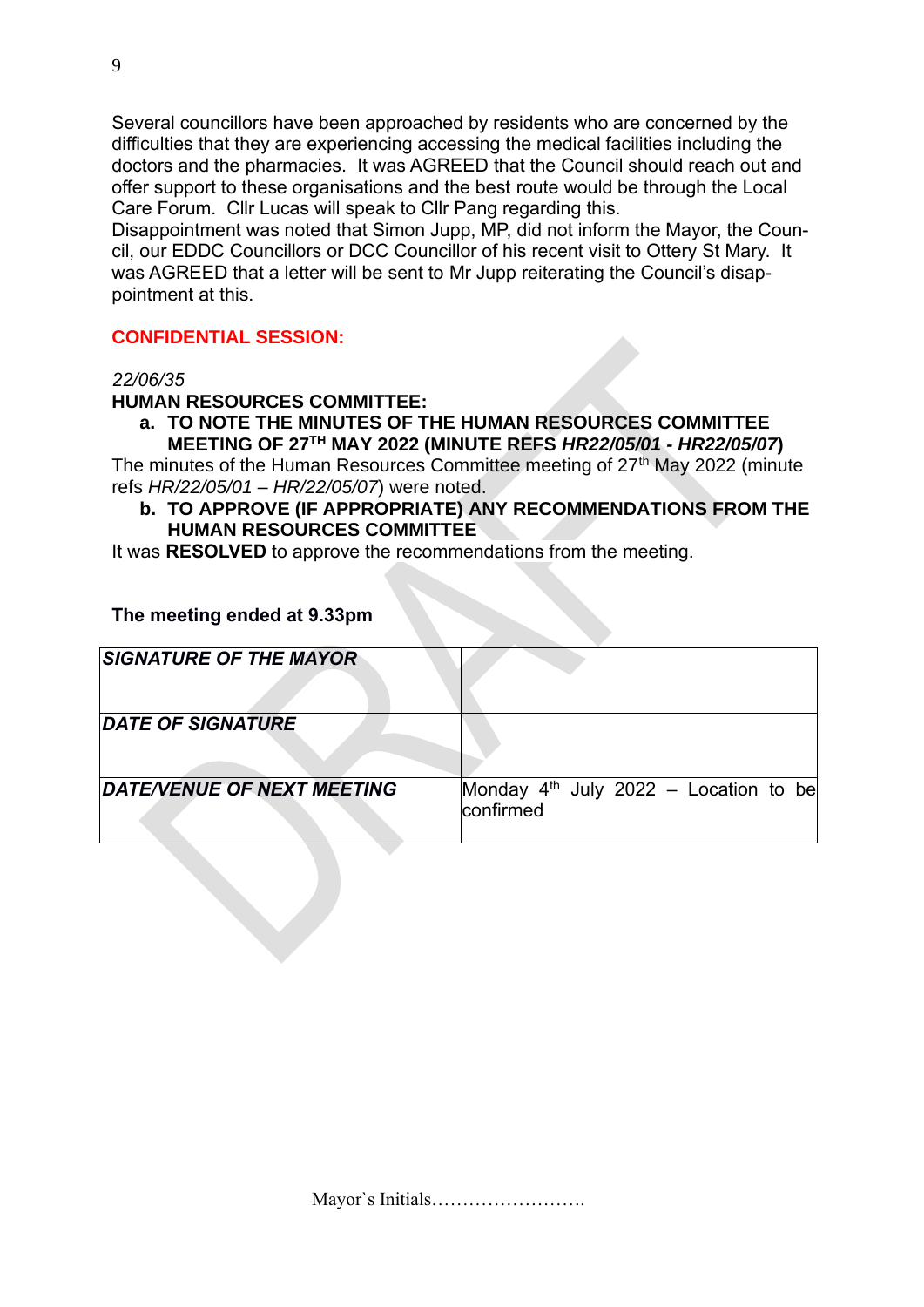Several councillors have been approached by residents who are concerned by the difficulties that they are experiencing accessing the medical facilities including the doctors and the pharmacies. It was AGREED that the Council should reach out and offer support to these organisations and the best route would be through the Local Care Forum. Cllr Lucas will speak to Cllr Pang regarding this.
Disappointment was noted that Simon Jupp, MP, did not inform the Mayor, the Council, our EDDC Councillors or DCC Councillor of his recent visit to Ottery St Mary. It was AGREED that a letter will be sent to Mr Jupp reiterating the Council's disappointment at this.

**CONFIDENTIAL SESSION:**

*22/06/35*

**HUMAN RESOURCES COMMITTEE:**

**a. TO NOTE THE MINUTES OF THE HUMAN RESOURCES COMMITTEE MEETING OF 27TH MAY 2022 (MINUTE REFS *HR22/05/01 - HR22/05/07*)**

The minutes of the Human Resources Committee meeting of 27th May 2022 (minute refs *HR/22/05/01 – HR/22/05/07*) were noted.

**b. TO APPROVE (IF APPROPRIATE) ANY RECOMMENDATIONS FROM THE HUMAN RESOURCES COMMITTEE**

It was **RESOLVED** to approve the recommendations from the meeting.

**The meeting ended at 9.33pm**

| | |
|---|---|
| ***SIGNATURE OF THE MAYOR*** | |
| ***DATE OF SIGNATURE*** | |
| ***DATE/VENUE OF NEXT MEETING*** | Monday 4th July 2022 – Location to be confirmed |

Mayor`s Initials…………………….